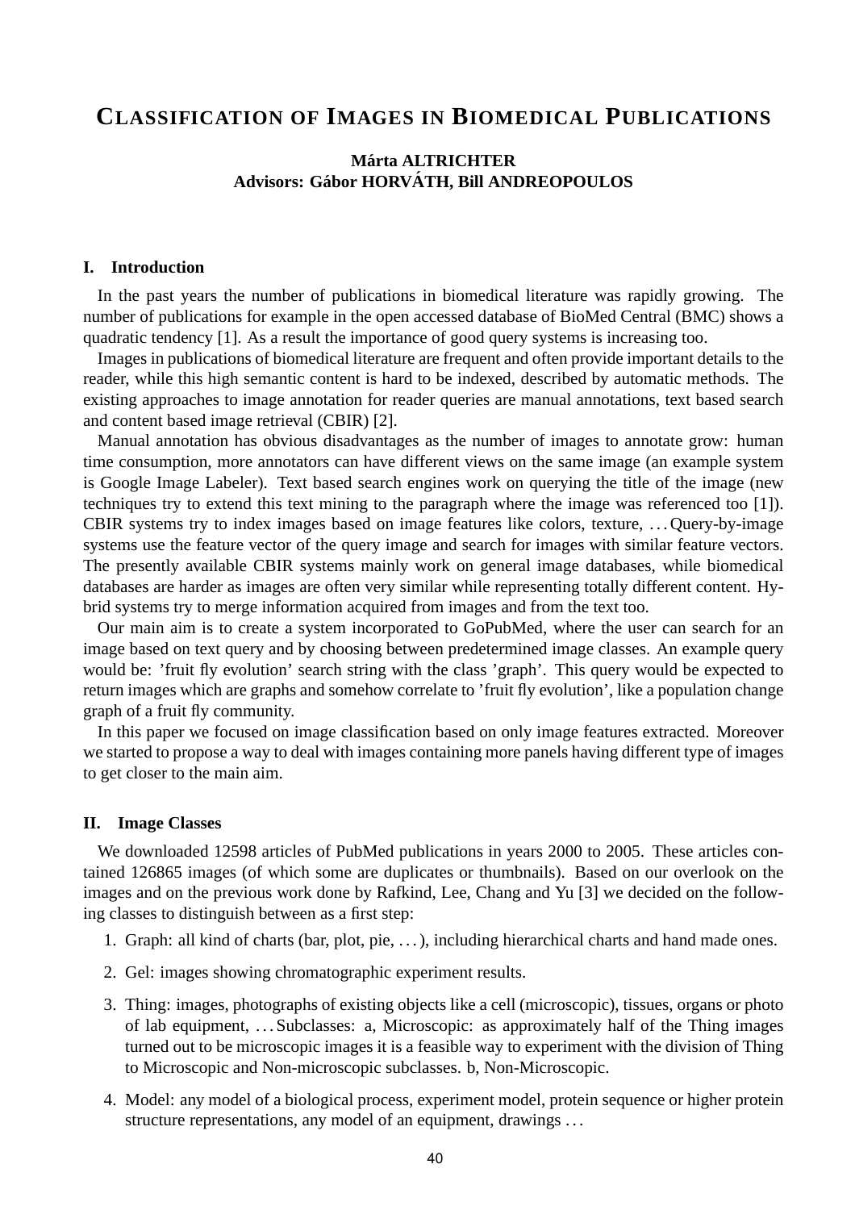# Classification of Images in Biomedical Publications

**Márta ALTRICHTER**
**Advisors: Gábor HORVÁTH, Bill ANDREOPOULOS**

## I. Introduction

In the past years the number of publications in biomedical literature was rapidly growing. The number of publications for example in the open accessed database of BioMed Central (BMC) shows a quadratic tendency [1]. As a result the importance of good query systems is increasing too.

Images in publications of biomedical literature are frequent and often provide important details to the reader, while this high semantic content is hard to be indexed, described by automatic methods. The existing approaches to image annotation for reader queries are manual annotations, text based search and content based image retrieval (CBIR) [2].

Manual annotation has obvious disadvantages as the number of images to annotate grow: human time consumption, more annotators can have different views on the same image (an example system is Google Image Labeler). Text based search engines work on querying the title of the image (new techniques try to extend this text mining to the paragraph where the image was referenced too [1]). CBIR systems try to index images based on image features like colors, texture, ... Query-by-image systems use the feature vector of the query image and search for images with similar feature vectors. The presently available CBIR systems mainly work on general image databases, while biomedical databases are harder as images are often very similar while representing totally different content. Hybrid systems try to merge information acquired from images and from the text too.

Our main aim is to create a system incorporated to GoPubMed, where the user can search for an image based on text query and by choosing between predetermined image classes. An example query would be: 'fruit fly evolution' search string with the class 'graph'. This query would be expected to return images which are graphs and somehow correlate to 'fruit fly evolution', like a population change graph of a fruit fly community.

In this paper we focused on image classification based on only image features extracted. Moreover we started to propose a way to deal with images containing more panels having different type of images to get closer to the main aim.

## II. Image Classes

We downloaded 12598 articles of PubMed publications in years 2000 to 2005. These articles contained 126865 images (of which some are duplicates or thumbnails). Based on our overlook on the images and on the previous work done by Rafkind, Lee, Chang and Yu [3] we decided on the following classes to distinguish between as a first step:

1. Graph: all kind of charts (bar, plot, pie, ...), including hierarchical charts and hand made ones.
2. Gel: images showing chromatographic experiment results.
3. Thing: images, photographs of existing objects like a cell (microscopic), tissues, organs or photo of lab equipment, ... Subclasses: a, Microscopic: as approximately half of the Thing images turned out to be microscopic images it is a feasible way to experiment with the division of Thing to Microscopic and Non-microscopic subclasses. b, Non-Microscopic.
4. Model: any model of a biological process, experiment model, protein sequence or higher protein structure representations, any model of an equipment, drawings ...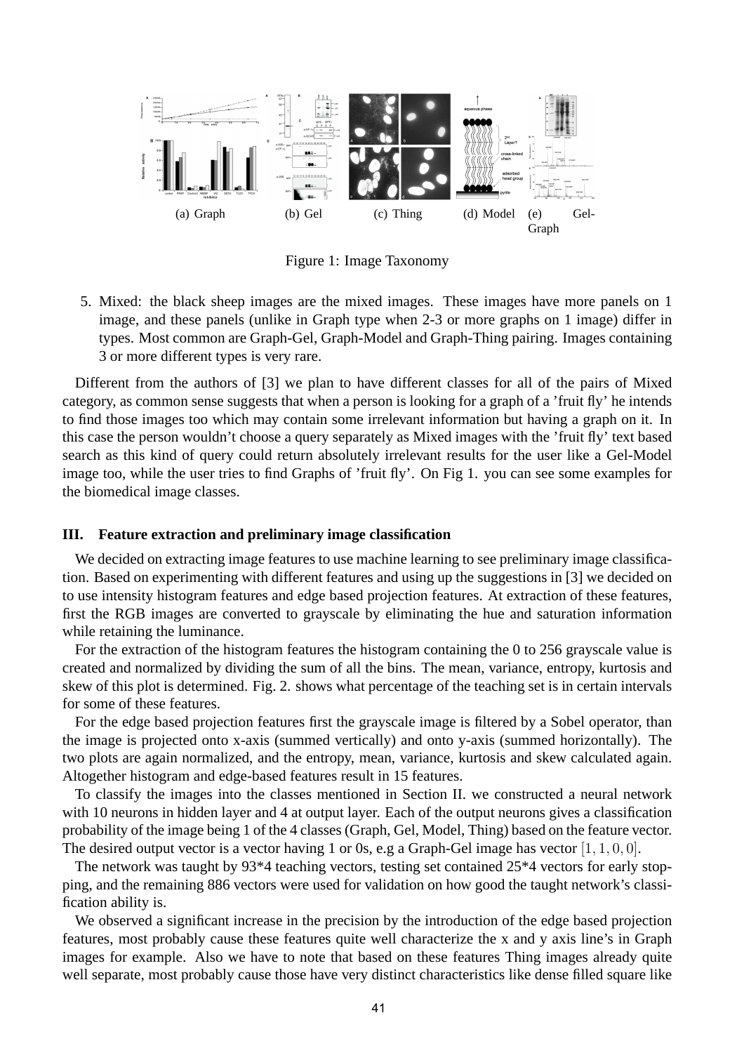(a) Graph (b) Gel (c) Thing (d) Model (e) Gel-Graph

Figure 1: Image Taxonomy

5. Mixed: the black sheep images are the mixed images. These images have more panels on 1 image, and these panels (unlike in Graph type when 2-3 or more graphs on 1 image) differ in types. Most common are Graph-Gel, Graph-Model and Graph-Thing pairing. Images containing 3 or more different types is very rare.

Different from the authors of [3] we plan to have different classes for all of the pairs of Mixed category, as common sense suggests that when a person is looking for a graph of a 'fruit fly' he intends to find those images too which may contain some irrelevant information but having a graph on it. In this case the person wouldn't choose a query separately as Mixed images with the 'fruit fly' text based search as this kind of query could return absolutely irrelevant results for the user like a Gel-Model image too, while the user tries to find Graphs of 'fruit fly'. On Fig 1. you can see some examples for the biomedical image classes.

## III. Feature extraction and preliminary image classification

We decided on extracting image features to use machine learning to see preliminary image classification. Based on experimenting with different features and using up the suggestions in [3] we decided on to use intensity histogram features and edge based projection features. At extraction of these features, first the RGB images are converted to grayscale by eliminating the hue and saturation information while retaining the luminance.

For the extraction of the histogram features the histogram containing the 0 to 256 grayscale value is created and normalized by dividing the sum of all the bins. The mean, variance, entropy, kurtosis and skew of this plot is determined. Fig. 2. shows what percentage of the teaching set is in certain intervals for some of these features.

For the edge based projection features first the grayscale image is filtered by a Sobel operator, than the image is projected onto x-axis (summed vertically) and onto y-axis (summed horizontally). The two plots are again normalized, and the entropy, mean, variance, kurtosis and skew calculated again. Altogether histogram and edge-based features result in 15 features.

To classify the images into the classes mentioned in Section II. we constructed a neural network with 10 neurons in hidden layer and 4 at output layer. Each of the output neurons gives a classification probability of the image being 1 of the 4 classes (Graph, Gel, Model, Thing) based on the feature vector. The desired output vector is a vector having 1 or 0s, e.g a Graph-Gel image has vector $[1, 1, 0, 0]$.

The network was taught by 93*4 teaching vectors, testing set contained 25*4 vectors for early stopping, and the remaining 886 vectors were used for validation on how good the taught network's classification ability is.

We observed a significant increase in the precision by the introduction of the edge based projection features, most probably cause these features quite well characterize the x and y axis line's in Graph images for example. Also we have to note that based on these features Thing images already quite well separate, most probably cause those have very distinct characteristics like dense filled square like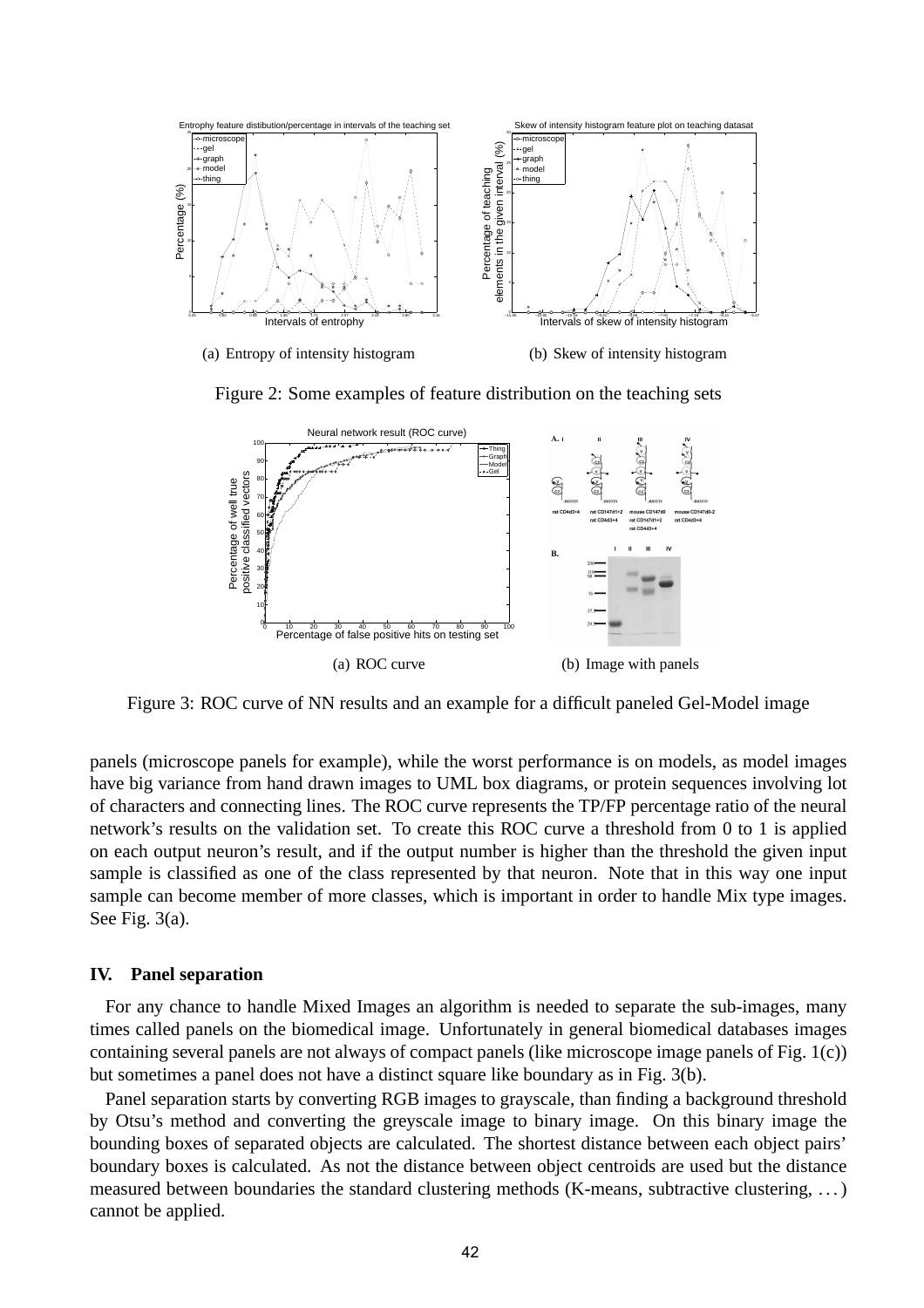(a) Entropy of intensity histogram

(b) Skew of intensity histogram

Figure 2: Some examples of feature distribution on the teaching sets

(a) ROC curve

(b) Image with panels

Figure 3: ROC curve of NN results and an example for a difficult paneled Gel-Model image

panels (microscope panels for example), while the worst performance is on models, as model images have big variance from hand drawn images to UML box diagrams, or protein sequences involving lot of characters and connecting lines. The ROC curve represents the TP/FP percentage ratio of the neural network's results on the validation set. To create this ROC curve a threshold from 0 to 1 is applied on each output neuron's result, and if the output number is higher than the threshold the given input sample is classified as one of the class represented by that neuron. Note that in this way one input sample can become member of more classes, which is important in order to handle Mix type images. See Fig. 3(a).

## IV. Panel separation

For any chance to handle Mixed Images an algorithm is needed to separate the sub-images, many times called panels on the biomedical image. Unfortunately in general biomedical databases images containing several panels are not always of compact panels (like microscope image panels of Fig. 1(c)) but sometimes a panel does not have a distinct square like boundary as in Fig. 3(b).

Panel separation starts by converting RGB images to grayscale, than finding a background threshold by Otsu's method and converting the greyscale image to binary image. On this binary image the bounding boxes of separated objects are calculated. The shortest distance between each object pairs' boundary boxes is calculated. As not the distance between object centroids are used but the distance measured between boundaries the standard clustering methods (K-means, subtractive clustering, ...) cannot be applied.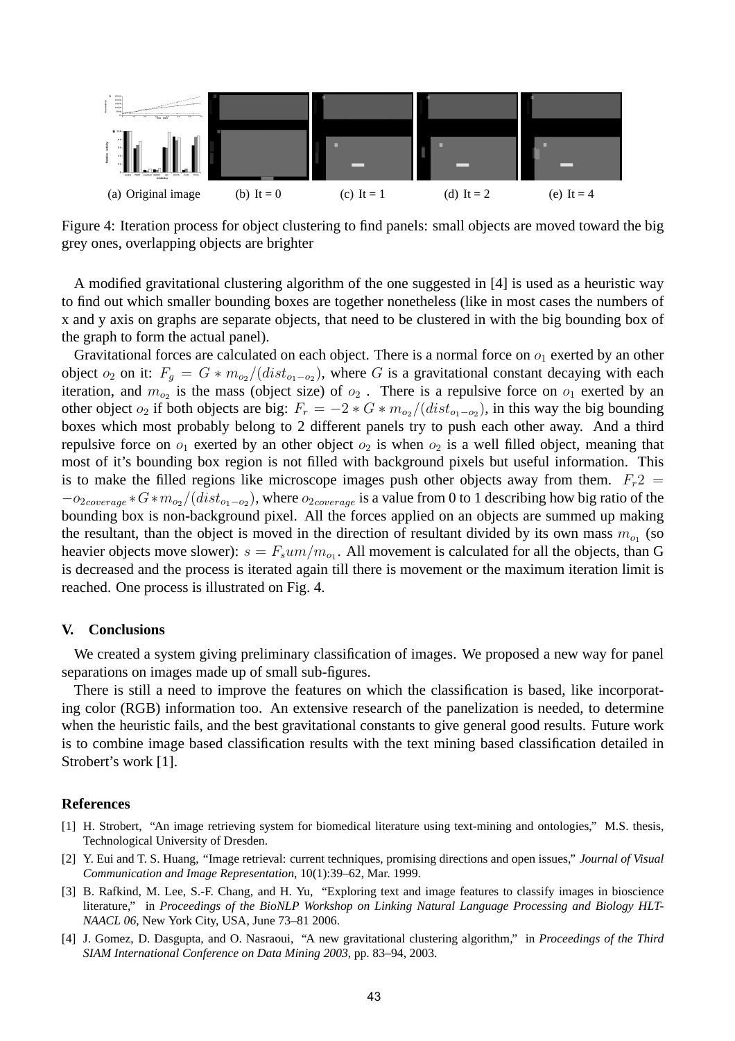(a) Original image (b) It = 0 (c) It = 1 (d) It = 2 (e) It = 4

Figure 4: Iteration process for object clustering to find panels: small objects are moved toward the big grey ones, overlapping objects are brighter

A modified gravitational clustering algorithm of the one suggested in [4] is used as a heuristic way to find out which smaller bounding boxes are together nonetheless (like in most cases the numbers of x and y axis on graphs are separate objects, that need to be clustered in with the big bounding box of the graph to form the actual panel).

Gravitational forces are calculated on each object. There is a normal force on $o_1$ exerted by an other object $o_2$ on it: $F_g = G * m_{o_2}/(dist_{o_1-o_2})$, where $G$ is a gravitational constant decaying with each iteration, and $m_{o_2}$ is the mass (object size) of $o_2$ . There is a repulsive force on $o_1$ exerted by an other object $o_2$ if both objects are big: $F_r = -2 * G * m_{o_2}/(dist_{o_1-o_2})$, in this way the big bounding boxes which most probably belong to 2 different panels try to push each other away. And a third repulsive force on $o_1$ exerted by an other object $o_2$ is when $o_2$ is a well filled object, meaning that most of it's bounding box region is not filled with background pixels but useful information. This is to make the filled regions like microscope images push other objects away from them. $F_r 2 = -o_{2coverage} * G * m_{o_2}/(dist_{o_1-o_2})$, where $o_{2coverage}$ is a value from 0 to 1 describing how big ratio of the bounding box is non-background pixel. All the forces applied on an objects are summed up making the resultant, than the object is moved in the direction of resultant divided by its own mass $m_{o_1}$ (so heavier objects move slower): $s = F_s um/m_{o_1}$. All movement is calculated for all the objects, than G is decreased and the process is iterated again till there is movement or the maximum iteration limit is reached. One process is illustrated on Fig. 4.

## V. Conclusions

We created a system giving preliminary classification of images. We proposed a new way for panel separations on images made up of small sub-figures.

There is still a need to improve the features on which the classification is based, like incorporating color (RGB) information too. An extensive research of the panelization is needed, to determine when the heuristic fails, and the best gravitational constants to give general good results. Future work is to combine image based classification results with the text mining based classification detailed in Strobert's work [1].

## References

[1] H. Strobert, "An image retrieving system for biomedical literature using text-mining and ontologies," M.S. thesis, Technological University of Dresden.

[2] Y. Eui and T. S. Huang, "Image retrieval: current techniques, promising directions and open issues," *Journal of Visual Communication and Image Representation*, 10(1):39–62, Mar. 1999.

[3] B. Rafkind, M. Lee, S.-F. Chang, and H. Yu, "Exploring text and image features to classify images in bioscience literature," in *Proceedings of the BioNLP Workshop on Linking Natural Language Processing and Biology HLT-NAACL 06*, New York City, USA, June 73–81 2006.

[4] J. Gomez, D. Dasgupta, and O. Nasraoui, "A new gravitational clustering algorithm," in *Proceedings of the Third SIAM International Conference on Data Mining 2003*, pp. 83–94, 2003.